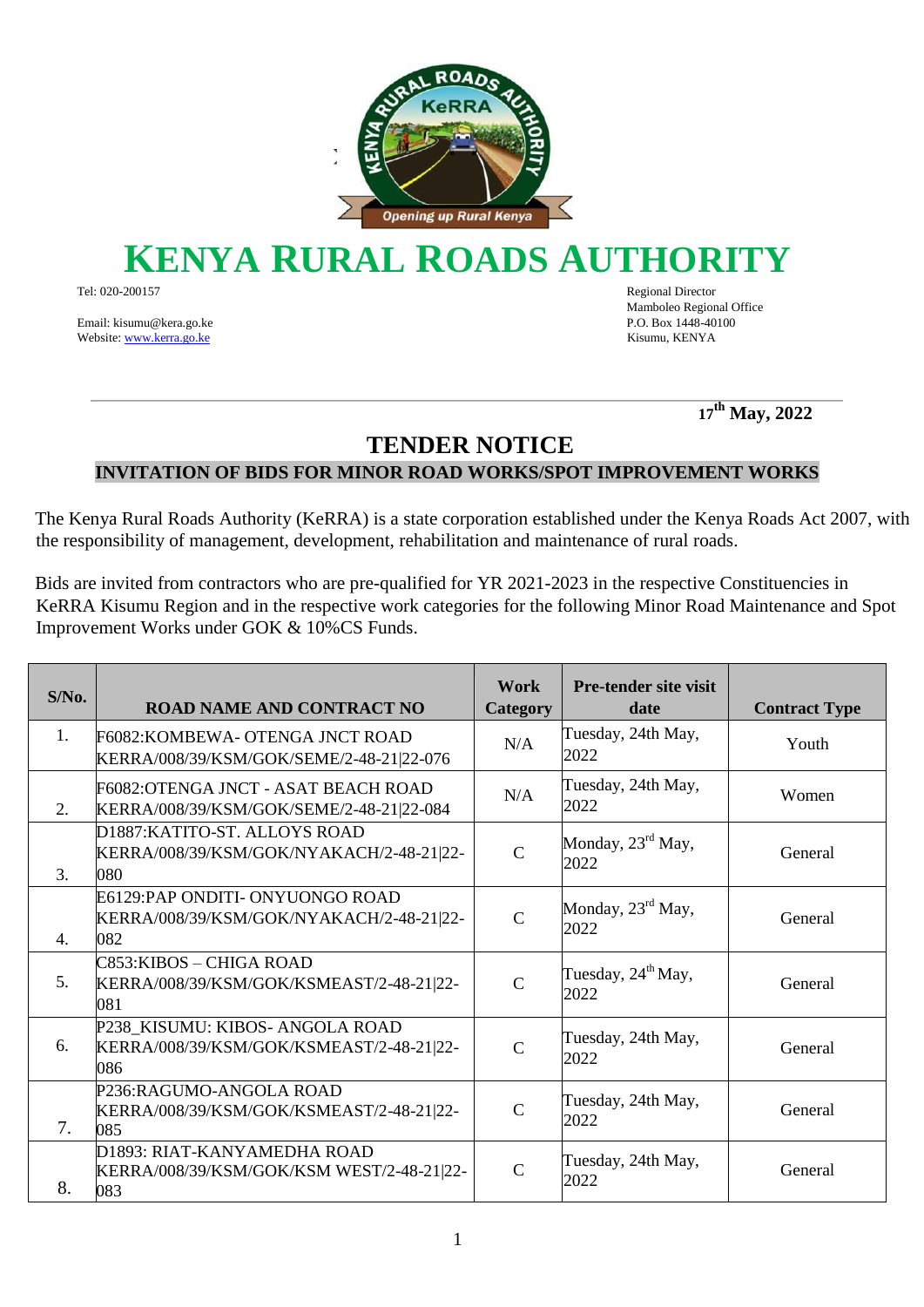# KENYA RURAL ROADS AUTHORITY

Tel: 020-200157

Email: kisumu@kera.go.ke
Website: www.kerra.go.ke

Regional Director
Mamboleo Regional Office
P.O. Box 1448-40100
Kisumu, KENYA

**17th May, 2022**

## TENDER NOTICE

**INVITATION OF BIDS FOR MINOR ROAD WORKS/SPOT IMPROVEMENT WORKS**

The Kenya Rural Roads Authority (KeRRA) is a state corporation established under the Kenya Roads Act 2007, with the responsibility of management, development, rehabilitation and maintenance of rural roads.

Bids are invited from contractors who are pre-qualified for YR 2021-2023 in the respective Constituencies in KeRRA Kisumu Region and in the respective work categories for the following Minor Road Maintenance and Spot Improvement Works under GOK & 10%CS Funds.

| S/No. | ROAD NAME AND CONTRACT NO | Work Category | Pre-tender site visit date | Contract Type |
|---|---|---|---|---|
| 1. | F6082:KOMBEWA- OTENGA JNCT ROAD KERRA/008/39/KSM/GOK/SEME/2-48-21\|22-076 | N/A | Tuesday, 24th May, 2022 | Youth |
| 2. | F6082:OTENGA JNCT - ASAT BEACH ROAD KERRA/008/39/KSM/GOK/SEME/2-48-21\|22-084 | N/A | Tuesday, 24th May, 2022 | Women |
| 3. | D1887:KATITO-ST. ALLOYS ROAD KERRA/008/39/KSM/GOK/NYAKACH/2-48-21\|22-080 | C | Monday, 23rd May, 2022 | General |
| 4. | E6129:PAP ONDITI- ONYUONGO ROAD KERRA/008/39/KSM/GOK/NYAKACH/2-48-21\|22-082 | C | Monday, 23rd May, 2022 | General |
| 5. | C853:KIBOS – CHIGA ROAD KERRA/008/39/KSM/GOK/KSMEAST/2-48-21\|22-081 | C | Tuesday, 24th May, 2022 | General |
| 6. | P238_KISUMU: KIBOS- ANGOLA ROAD KERRA/008/39/KSM/GOK/KSMEAST/2-48-21\|22-086 | C | Tuesday, 24th May, 2022 | General |
| 7. | P236:RAGUMO-ANGOLA ROAD KERRA/008/39/KSM/GOK/KSMEAST/2-48-21\|22-085 | C | Tuesday, 24th May, 2022 | General |
| 8. | D1893: RIAT-KANYAMEDHA ROAD KERRA/008/39/KSM/GOK/KSM WEST/2-48-21\|22-083 | C | Tuesday, 24th May, 2022 | General |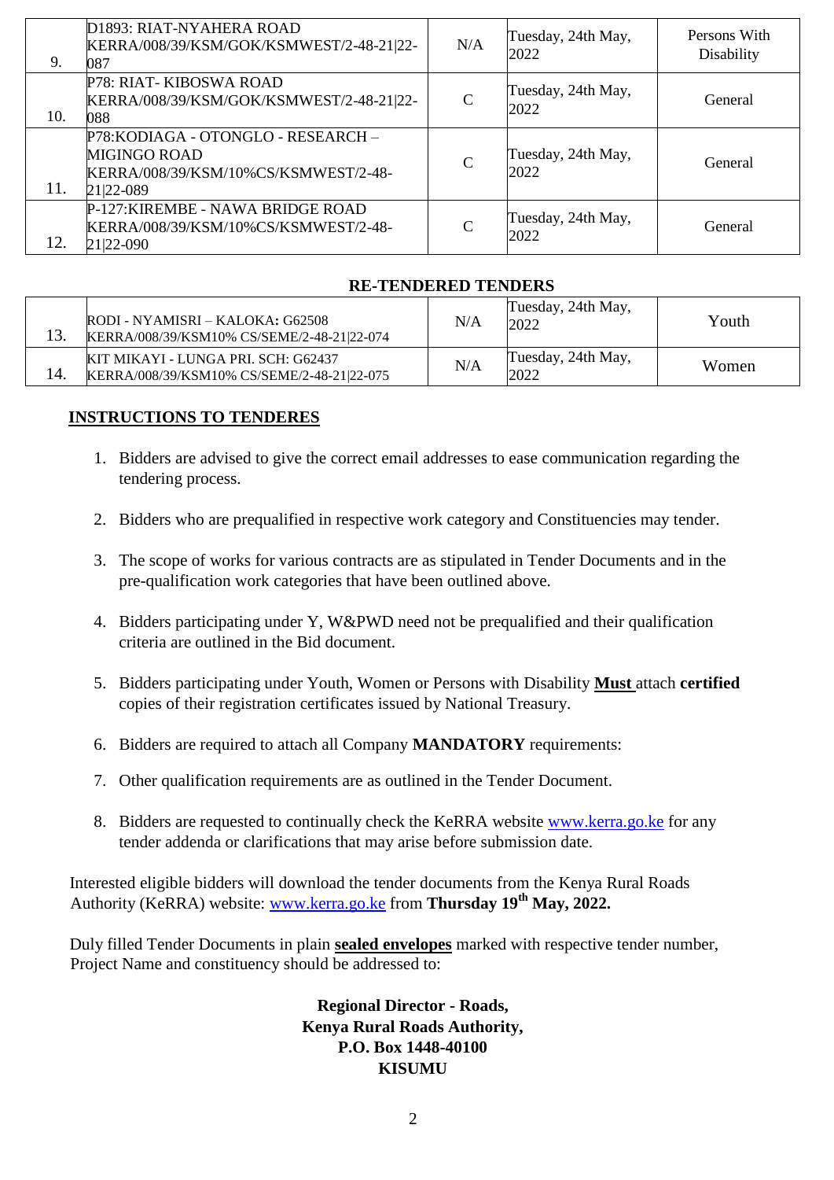| 9. | D1893: RIAT-NYAHERA ROAD KERRA/008/39/KSM/GOK/KSMWEST/2-48-21\|22-087 | N/A | Tuesday, 24th May, 2022 | Persons With Disability |
|---|---|---|---|---|
| 10. | P78: RIAT- KIBOSWA ROAD KERRA/008/39/KSM/GOK/KSMWEST/2-48-21\|22-088 | C | Tuesday, 24th May, 2022 | General |
| 11. | P78:KODIAGA - OTONGLO - RESEARCH – MIGINGO ROAD KERRA/008/39/KSM/10%CS/KSMWEST/2-48-21\|22-089 | C | Tuesday, 24th May, 2022 | General |
| 12. | P-127:KIREMBE - NAWA BRIDGE ROAD KERRA/008/39/KSM/10%CS/KSMWEST/2-48-21\|22-090 | C | Tuesday, 24th May, 2022 | General |

**RE-TENDERED TENDERS**

| 13. | RODI - NYAMISRI – KALOKA**:** G62508 KERRA/008/39/KSM10% CS/SEME/2-48-21\|22-074 | N/A | Tuesday, 24th May, 2022 | Youth |
|---|---|---|---|---|
| 14. | KIT MIKAYI - LUNGA PRI. SCH: G62437 KERRA/008/39/KSM10% CS/SEME/2-48-21\|22-075 | N/A | Tuesday, 24th May, 2022 | Women |

## INSTRUCTIONS TO TENDERES

1. Bidders are advised to give the correct email addresses to ease communication regarding the tendering process.
2. Bidders who are prequalified in respective work category and Constituencies may tender.
3. The scope of works for various contracts are as stipulated in Tender Documents and in the pre-qualification work categories that have been outlined above.
4. Bidders participating under Y, W&PWD need not be prequalified and their qualification criteria are outlined in the Bid document.
5. Bidders participating under Youth, Women or Persons with Disability **Must** attach **certified** copies of their registration certificates issued by National Treasury.
6. Bidders are required to attach all Company **MANDATORY** requirements:
7. Other qualification requirements are as outlined in the Tender Document.
8. Bidders are requested to continually check the KeRRA website www.kerra.go.ke for any tender addenda or clarifications that may arise before submission date.

Interested eligible bidders will download the tender documents from the Kenya Rural Roads Authority (KeRRA) website: www.kerra.go.ke from **Thursday 19th May, 2022.**

Duly filled Tender Documents in plain **sealed envelopes** marked with respective tender number, Project Name and constituency should be addressed to:

**Regional Director - Roads,**
**Kenya Rural Roads Authority,**
**P.O. Box 1448-40100**
**KISUMU**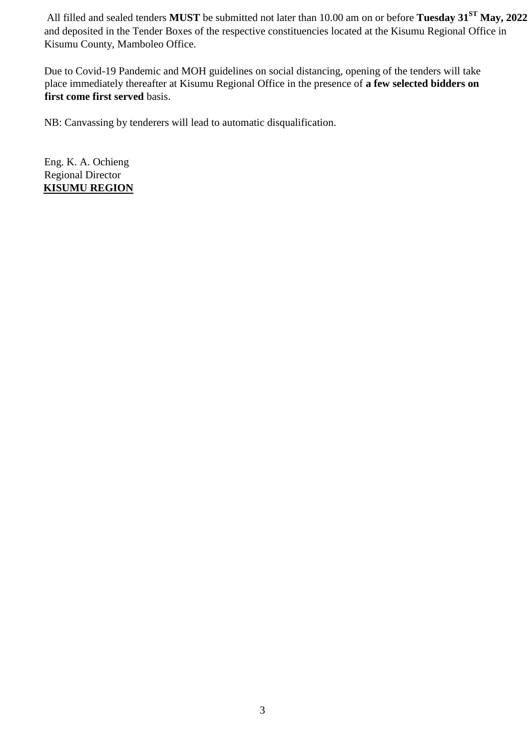All filled and sealed tenders **MUST** be submitted not later than 10.00 am on or before **Tuesday 31[ST] May, 2022** and deposited in the Tender Boxes of the respective constituencies located at the Kisumu Regional Office in Kisumu County, Mamboleo Office.

Due to Covid-19 Pandemic and MOH guidelines on social distancing, opening of the tenders will take place immediately thereafter at Kisumu Regional Office in the presence of **a few selected bidders on first come first served** basis.

NB: Canvassing by tenderers will lead to automatic disqualification.

Eng. K. A. Ochieng
Regional Director
**KISUMU REGION**